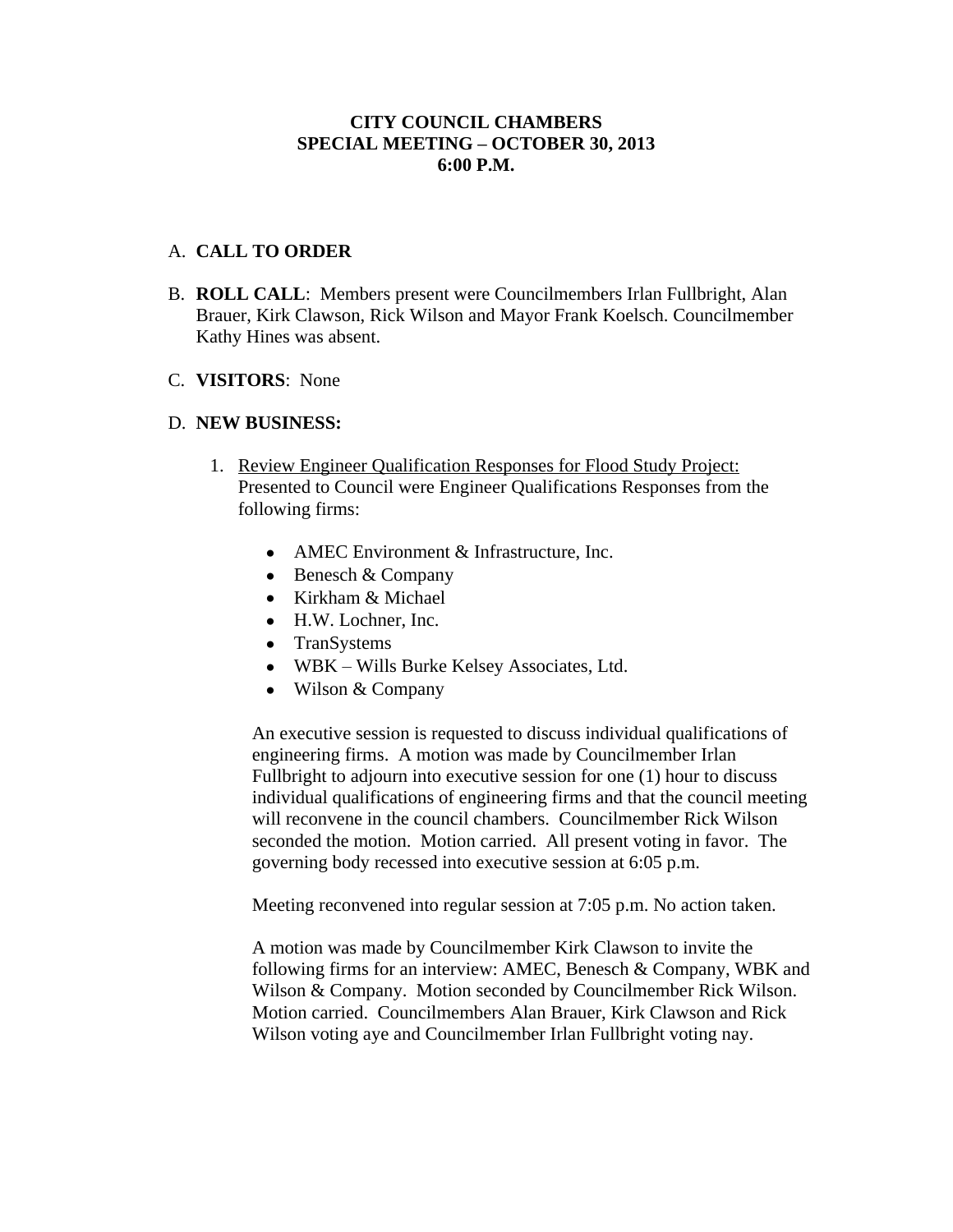**CITY COUNCIL CHAMBERS**
**SPECIAL MEETING – OCTOBER 30, 2013**
**6:00 P.M.**

A. **CALL TO ORDER**

B. **ROLL CALL**: Members present were Councilmembers Irlan Fullbright, Alan Brauer, Kirk Clawson, Rick Wilson and Mayor Frank Koelsch. Councilmember Kathy Hines was absent.

C. **VISITORS**: None

D. **NEW BUSINESS:**

1. Review Engineer Qualification Responses for Flood Study Project: Presented to Council were Engineer Qualifications Responses from the following firms:

    - AMEC Environment & Infrastructure, Inc.
    - Benesch & Company
    - Kirkham & Michael
    - H.W. Lochner, Inc.
    - TranSystems
    - WBK – Wills Burke Kelsey Associates, Ltd.
    - Wilson & Company

    An executive session is requested to discuss individual qualifications of engineering firms. A motion was made by Councilmember Irlan Fullbright to adjourn into executive session for one (1) hour to discuss individual qualifications of engineering firms and that the council meeting will reconvene in the council chambers. Councilmember Rick Wilson seconded the motion. Motion carried. All present voting in favor. The governing body recessed into executive session at 6:05 p.m.

    Meeting reconvened into regular session at 7:05 p.m. No action taken.

    A motion was made by Councilmember Kirk Clawson to invite the following firms for an interview: AMEC, Benesch & Company, WBK and Wilson & Company. Motion seconded by Councilmember Rick Wilson. Motion carried. Councilmembers Alan Brauer, Kirk Clawson and Rick Wilson voting aye and Councilmember Irlan Fullbright voting nay.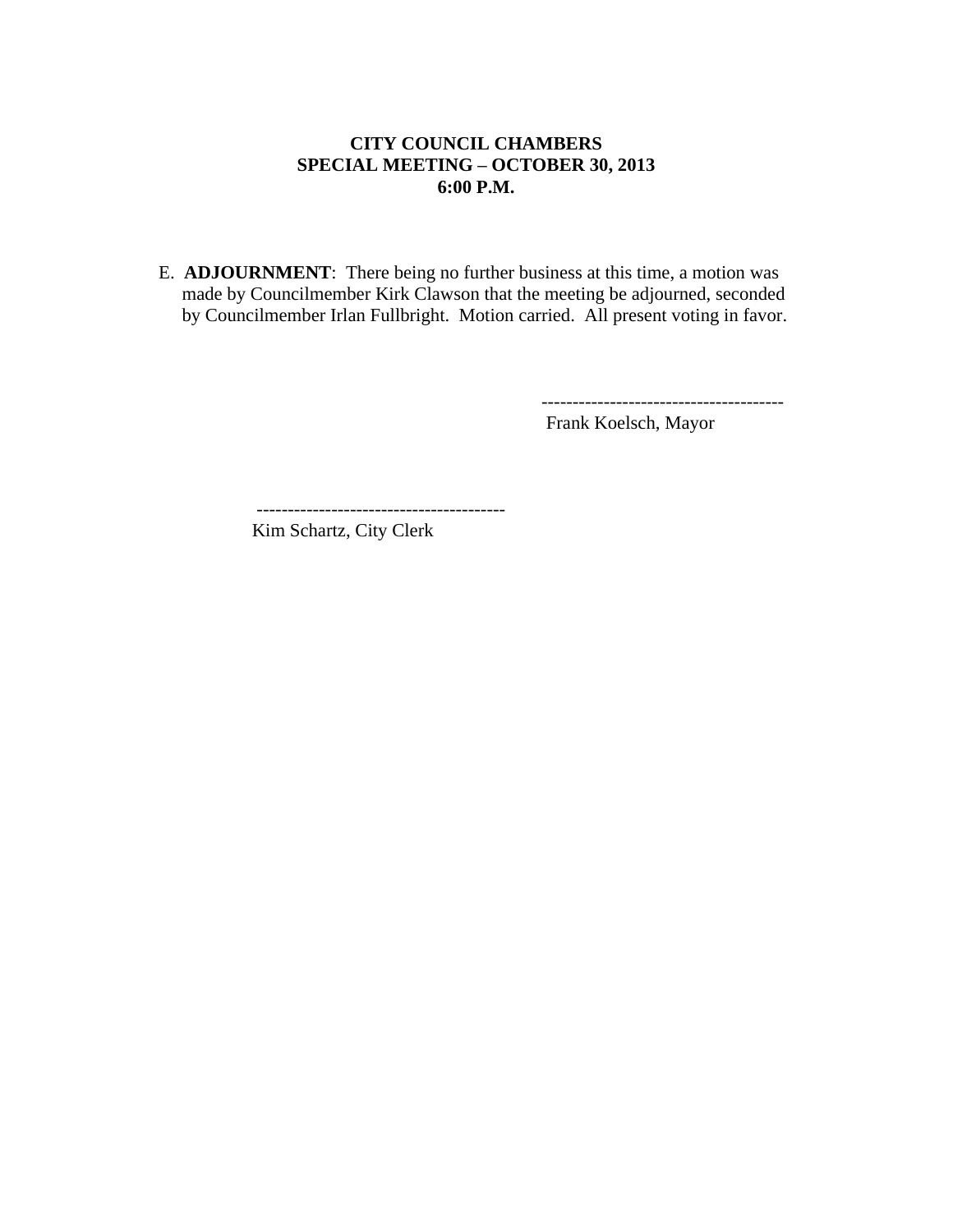**CITY COUNCIL CHAMBERS**
**SPECIAL MEETING – OCTOBER 30, 2013**
**6:00 P.M.**

E. **ADJOURNMENT**: There being no further business at this time, a motion was made by Councilmember Kirk Clawson that the meeting be adjourned, seconded by Councilmember Irlan Fullbright. Motion carried. All present voting in favor.

---------------------------------------
Frank Koelsch, Mayor

----------------------------------------
Kim Schartz, City Clerk